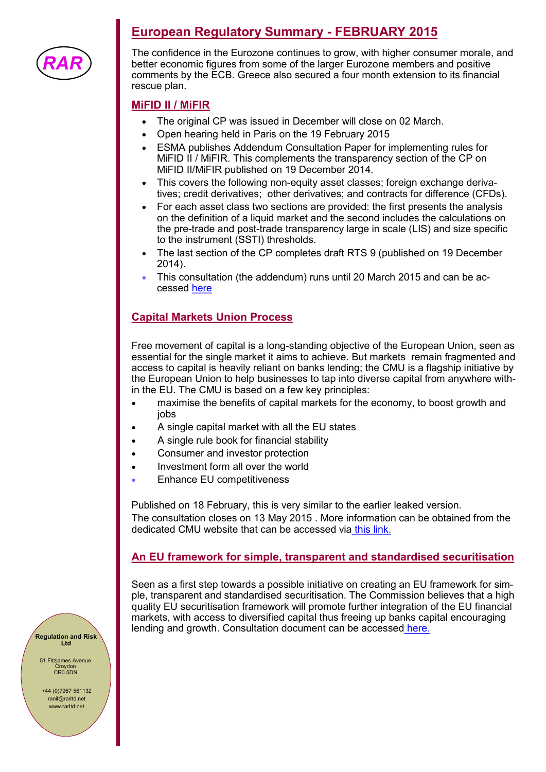RAR

# European Regulatory Summary - FEBRUARY 2015

The confidence in the Eurozone continues to grow, with higher consumer morale, and better economic figures from some of the larger Eurozone members and positive comments by the ECB. Greece also secured a four month extension to its financial rescue plan.

## MiFID II / MiFIR

- The original CP was issued in December will close on 02 March.
- Open hearing held in Paris on the 19 February 2015
- ESMA publishes Addendum Consultation Paper for implementing rules for MiFID II / MiFIR. This complements the transparency section of the CP on MiFID II/MiFIR published on 19 December 2014.
- This covers the following non-equity asset classes; foreign exchange derivatives; credit derivatives; other derivatives; and contracts for difference (CFDs).
- For each asset class two sections are provided: the first presents the analysis on the definition of a liquid market and the second includes the calculations on the pre-trade and post-trade transparency large in scale (LIS) and size specific to the instrument (SSTI) thresholds.
- The last section of the CP completes draft RTS 9 (published on 19 December 2014).
- This consultation (the addendum) runs until 20 March 2015 and can be accessed here

## Capital Markets Union Process

Free movement of capital is a long-standing objective of the European Union, seen as essential for the single market it aims to achieve. But markets remain fragmented and access to capital is heavily reliant on banks lending; the CMU is a flagship initiative by the European Union to help businesses to tap into diverse capital from anywhere within the EU. The CMU is based on a few key principles:

- maximise the benefits of capital markets for the economy, to boost growth and jobs
- A single capital market with all the EU states
- A single rule book for financial stability
- Consumer and investor protection
- Investment form all over the world
- Enhance EU competitiveness

Published on 18 February, this is very similar to the earlier leaked version.
The consultation closes on 13 May 2015 . More information can be obtained from the dedicated CMU website that can be accessed via this link.

## An EU framework for simple, transparent and standardised securitisation

Seen as a first step towards a possible initiative on creating an EU framework for simple, transparent and standardised securitisation. The Commission believes that a high quality EU securitisation framework will promote further integration of the EU financial markets, with access to diversified capital thus freeing up banks capital encouraging lending and growth. Consultation document can be accessed here.

**Regulation and Risk Ltd**

51 Fitzjames Avenue
Croydon
CR0 5DN

+44 (0)7967 561132
ranil@rarltd.net
www.rarltd.net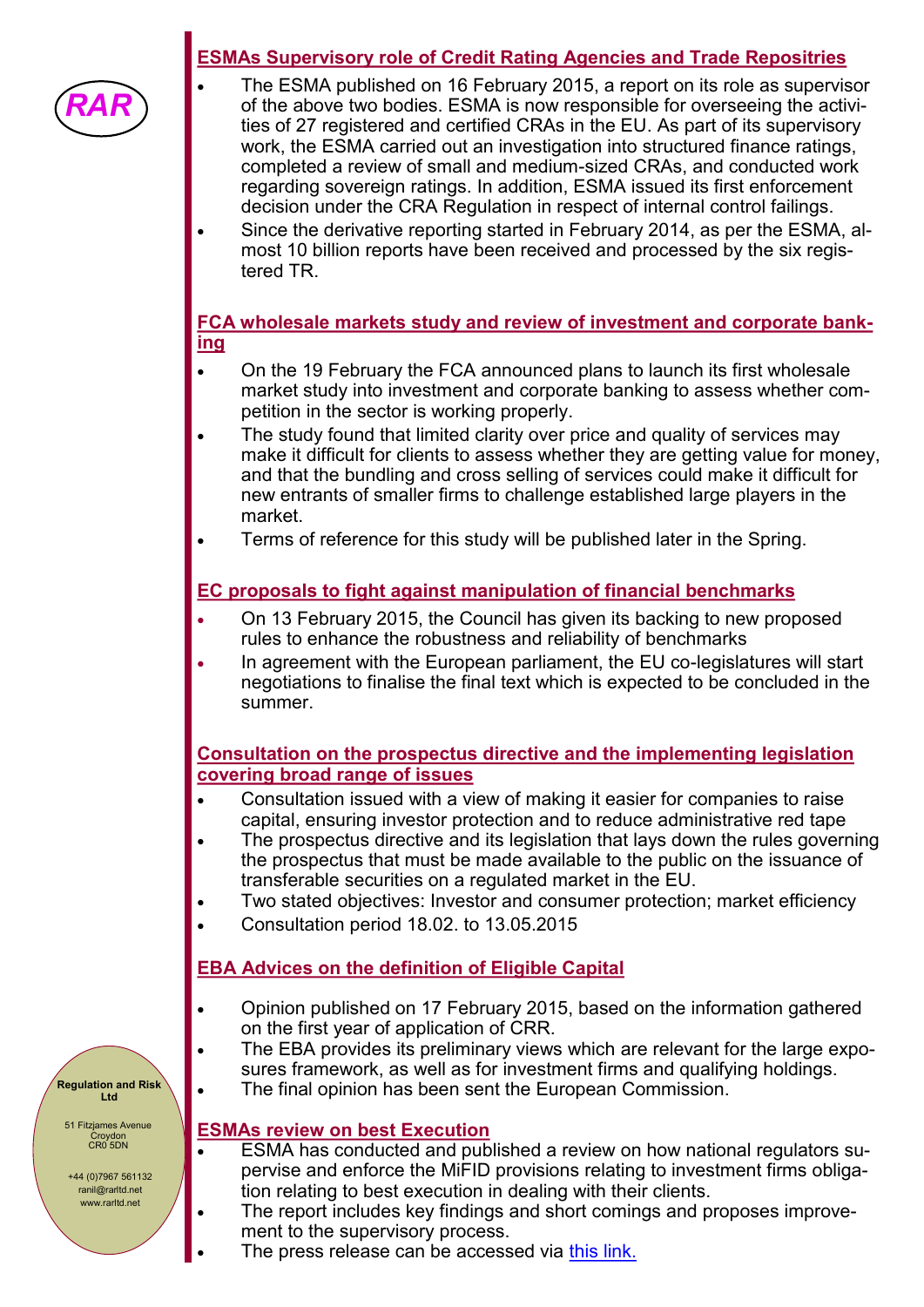RAR

## ESMAs Supervisory role of Credit Rating Agencies and Trade Repositries

- The ESMA published on 16 February 2015, a report on its role as supervisor of the above two bodies. ESMA is now responsible for overseeing the activities of 27 registered and certified CRAs in the EU. As part of its supervisory work, the ESMA carried out an investigation into structured finance ratings, completed a review of small and medium-sized CRAs, and conducted work regarding sovereign ratings. In addition, ESMA issued its first enforcement decision under the CRA Regulation in respect of internal control failings.
- Since the derivative reporting started in February 2014, as per the ESMA, almost 10 billion reports have been received and processed by the six registered TR.

## FCA wholesale markets study and review of investment and corporate banking

- On the 19 February the FCA announced plans to launch its first wholesale market study into investment and corporate banking to assess whether competition in the sector is working properly.
- The study found that limited clarity over price and quality of services may make it difficult for clients to assess whether they are getting value for money, and that the bundling and cross selling of services could make it difficult for new entrants of smaller firms to challenge established large players in the market.
- Terms of reference for this study will be published later in the Spring.

## EC proposals to fight against manipulation of financial benchmarks

- On 13 February 2015, the Council has given its backing to new proposed rules to enhance the robustness and reliability of benchmarks
- In agreement with the European parliament, the EU co-legislatures will start negotiations to finalise the final text which is expected to be concluded in the summer.

## Consultation on the prospectus directive and the implementing legislation covering broad range of issues

- Consultation issued with a view of making it easier for companies to raise capital, ensuring investor protection and to reduce administrative red tape
- The prospectus directive and its legislation that lays down the rules governing the prospectus that must be made available to the public on the issuance of transferable securities on a regulated market in the EU.
- Two stated objectives: Investor and consumer protection; market efficiency
- Consultation period 18.02. to 13.05.2015

## EBA Advices on the definition of Eligible Capital

- Opinion published on 17 February 2015, based on the information gathered on the first year of application of CRR.
- The EBA provides its preliminary views which are relevant for the large exposures framework, as well as for investment firms and qualifying holdings.
- The final opinion has been sent the European Commission.

## ESMAs review on best Execution

- ESMA has conducted and published a review on how national regulators supervise and enforce the MiFID provisions relating to investment firms obligation relating to best execution in dealing with their clients.
- The report includes key findings and short comings and proposes improvement to the supervisory process.
- The press release can be accessed via this link.

**Regulation and Risk Ltd**

51 Fitzjames Avenue
Croydon
CR0 5DN

+44 (0)7967 561132
ranil@rarltd.net
www.rarltd.net